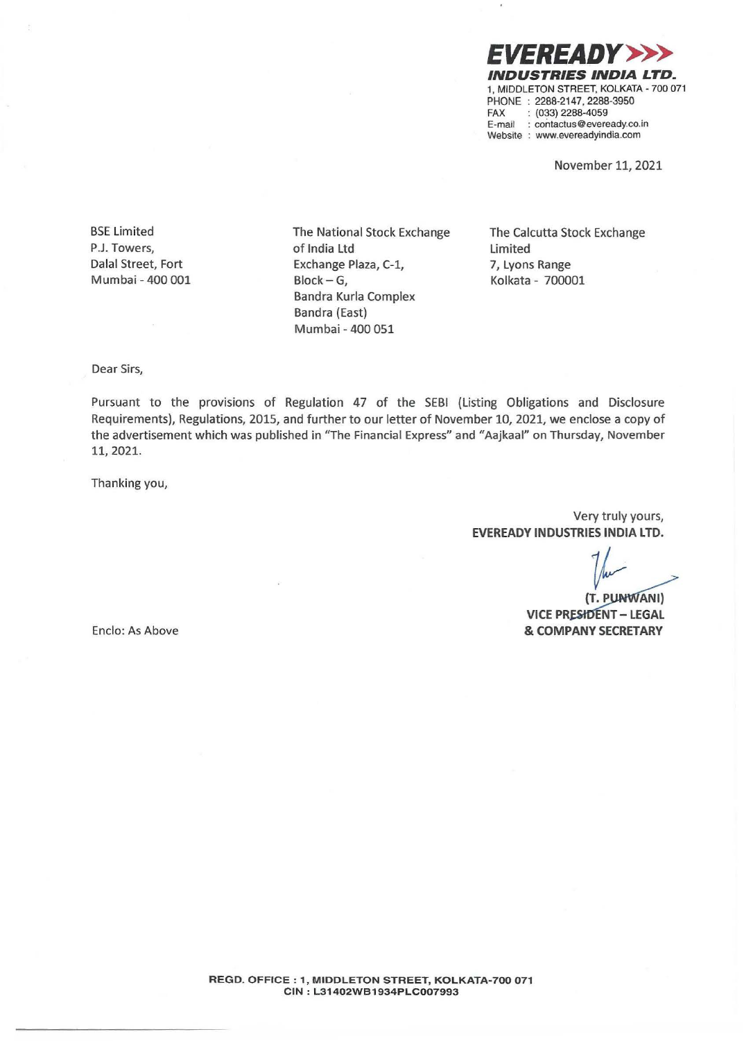**EVEREADY INDUSTRIES INDIA LTD.**
1, MIDDLETON STREET, KOLKATA - 700 071
PHONE : 2288-2147, 2288-3950
FAX : (033) 2288-4059
E-mail : contactus@eveready.co.in
Website : www.evereadyindia.com

November 11, 2021

BSE Limited
P.J. Towers,
Dalal Street, Fort
Mumbai - 400 001

The National Stock Exchange of India Ltd
Exchange Plaza, C-1,
Block – G,
Bandra Kurla Complex
Bandra (East)
Mumbai - 400 051

The Calcutta Stock Exchange Limited
7, Lyons Range
Kolkata - 700001

Dear Sirs,

Pursuant to the provisions of Regulation 47 of the SEBI (Listing Obligations and Disclosure Requirements), Regulations, 2015, and further to our letter of November 10, 2021, we enclose a copy of the advertisement which was published in "The Financial Express" and "Aajkaal" on Thursday, November 11, 2021.

Thanking you,

Very truly yours,
**EVEREADY INDUSTRIES INDIA LTD.**

**(T. PUNWANI)**
**VICE PRESIDENT – LEGAL & COMPANY SECRETARY**

Enclo: As Above

**REGD. OFFICE : 1, MIDDLETON STREET, KOLKATA-700 071**
**CIN : L31402WB1934PLC007993**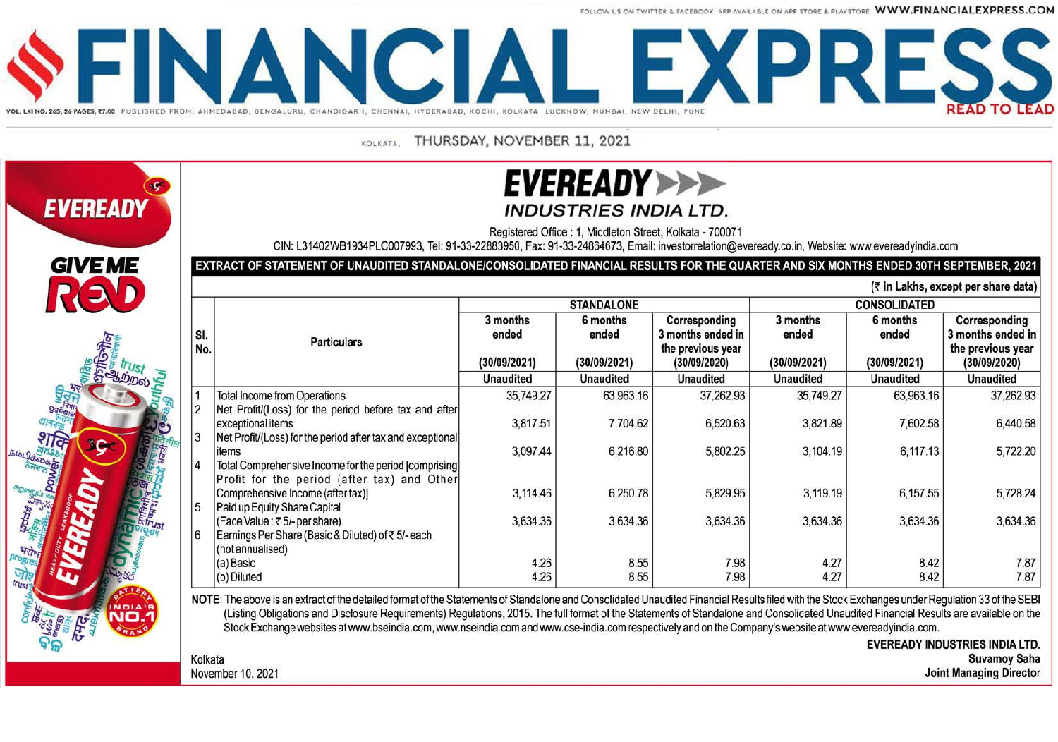# EVEREADY INDUSTRIES INDIA LTD.

Registered Office : 1, Middleton Street, Kolkata - 700071

CIN: L31402WB1934PLC007993, Tel: 91-33-22883950, Fax: 91-33-24864673, Email: investorrelation@eveready.co.in, Website: www.evereadyindia.com

## EXTRACT OF STATEMENT OF UNAUDITED STANDALONE/CONSOLIDATED FINANCIAL RESULTS FOR THE QUARTER AND SIX MONTHS ENDED 30TH SEPTEMBER, 2021

(₹ in Lakhs, except per share data)

| Sl. No. | Particulars | STANDALONE | | | CONSOLIDATED | | |
|---|---|---|---|---|---|---|---|
| | | 3 months ended (30/09/2021) | 6 months ended (30/09/2021) | Corresponding 3 months ended in the previous year (30/09/2020) | 3 months ended (30/09/2021) | 6 months ended (30/09/2021) | Corresponding 3 months ended in the previous year (30/09/2020) |
| | | Unaudited | Unaudited | Unaudited | Unaudited | Unaudited | Unaudited |
| 1 | Total Income from Operations | 35,749.27 | 63,963.16 | 37,262.93 | 35,749.27 | 63,963.16 | 37,262.93 |
| 2 | Net Profit/(Loss) for the period before tax and after exceptional items | 3,817.51 | 7,704.62 | 6,520.63 | 3,821.89 | 7,602.58 | 6,440.58 |
| 3 | Net Profit/(Loss) for the period after tax and exceptional items | 3,097.44 | 6,216.80 | 5,802.25 | 3,104.19 | 6,117.13 | 5,722.20 |
| 4 | Total Comprehensive Income for the period [comprising Profit for the period (after tax) and Other Comprehensive Income (after tax)] | 3,114.46 | 6,250.78 | 5,829.95 | 3,119.19 | 6,157.55 | 5,728.24 |
| 5 | Paid up Equity Share Capital (Face Value : ₹ 5/- per share) | 3,634.36 | 3,634.36 | 3,634.36 | 3,634.36 | 3,634.36 | 3,634.36 |
| 6 | Earnings Per Share (Basic & Diluted) of ₹ 5/- each (not annualised) | | | | | | |
| | (a) Basic | 4.26 | 8.55 | 7.98 | 4.27 | 8.42 | 7.87 |
| | (b) Diluted | 4.26 | 8.55 | 7.98 | 4.27 | 8.42 | 7.87 |

**NOTE:** The above is an extract of the detailed format of the Statements of Standalone and Consolidated Unaudited Financial Results filed with the Stock Exchanges under Regulation 33 of the SEBI (Listing Obligations and Disclosure Requirements) Regulations, 2015. The full format of the Statements of Standalone and Consolidated Unaudited Financial Results are available on the Stock Exchange websites at www.bseindia.com, www.nseindia.com and www.cse-india.com respectively and on the Company's website at www.evereadyindia.com.

Kolkata
November 10, 2021

**EVEREADY INDUSTRIES INDIA LTD.**
**Suvamoy Saha**
**Joint Managing Director**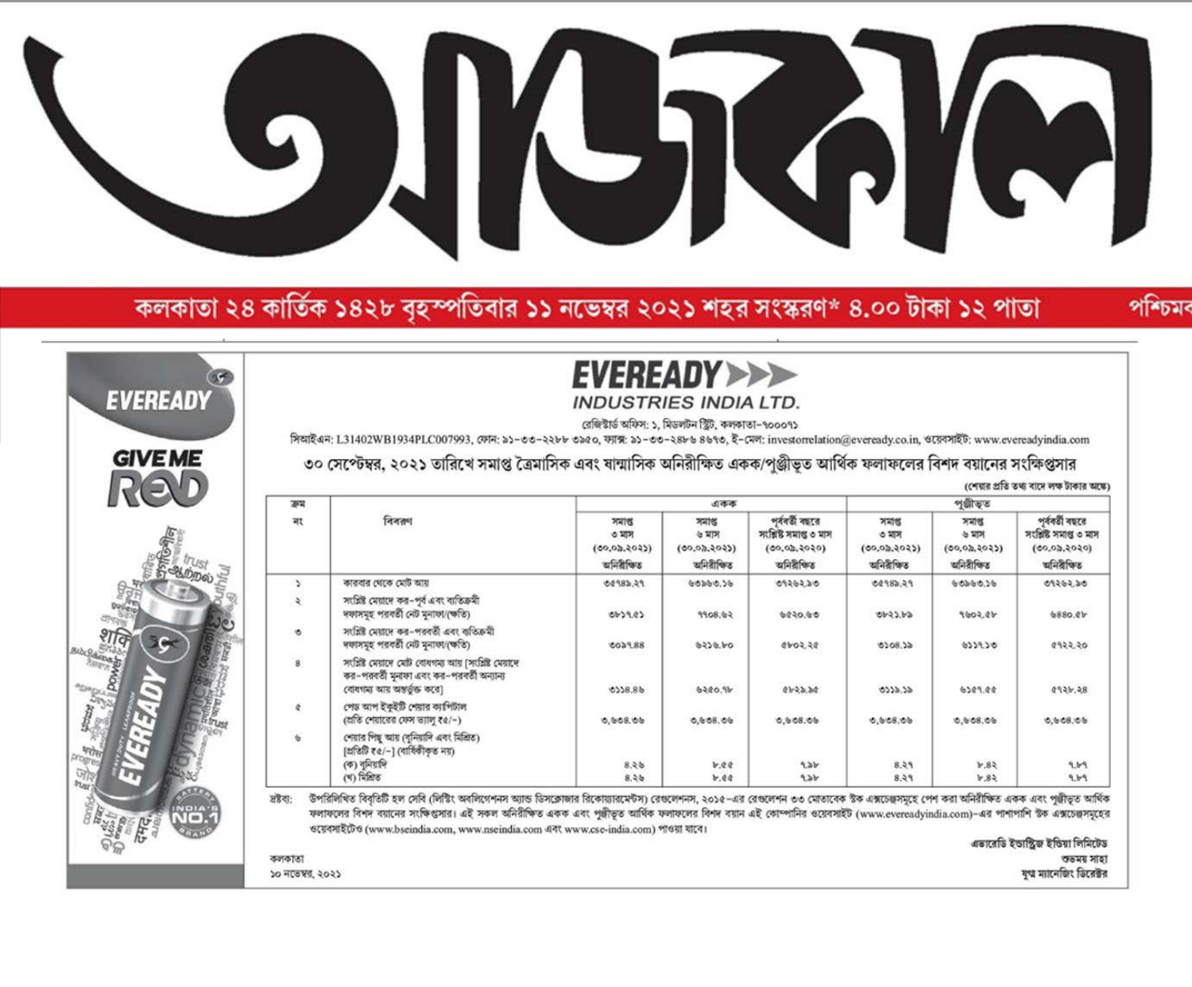# আজকাল

কলকাতা ২৪ কার্তিক ১৪২৮ বৃহস্পতিবার ১১ নভেম্বর ২০২১ শহর সংস্করণ* ৪.০০ টাকা ১২ পাতা পশ্চিমব

EVEREADY
GIVE ME RED

## EVEREADY INDUSTRIES INDIA LTD.

রেজিস্টার্ড অফিস: ১, মিডলটন স্ট্রিট, কলকাতা–৭০০০৭১

সিআইএন: L31402WB1934PLC007993, ফোন: ৯১–৩৩–২২৮৮ ৩৯৫০, ফ্যাক্স: ৯১–৩৩–২৪৮৬ ৪৬৭৩, ই-মেল: investorrelation@eveready.co.in, ওয়েবসাইট: www.evereadyindia.com

### ৩০ সেপ্টেম্বর, ২০২১ তারিখে সমাপ্ত ত্রৈমাসিক এবং ষান্মাসিক অনিরীক্ষিত একক/পুঞ্জীভূত আর্থিক ফলাফলের বিশদ বয়ানের সংক্ষিপ্তসার

(শেয়ার প্রতি তথ্য বাদে লক্ষ টাকার অঙ্কে)

| ক্রম নং | বিবরণ | একক | | | পুঞ্জীভূত | | |
|---|---|---|---|---|---|---|---|
| | | সমাপ্ত ৩ মাস (৩০.০৯.২০২১) অনিরীক্ষিত | সমাপ্ত ৬ মাস (৩০.০৯.২০২১) অনিরীক্ষিত | পূর্ববর্তী বছরে সংশ্লিষ্ট সমাপ্ত ৩ মাস (৩০.০৯.২০২০) অনিরীক্ষিত | সমাপ্ত ৩ মাস (৩০.০৯.২০২১) অনিরীক্ষিত | সমাপ্ত ৬ মাস (৩০.০৯.২০২১) অনিরীক্ষিত | পূর্ববর্তী বছরে সংশ্লিষ্ট সমাপ্ত ৩ মাস (৩০.০৯.২০২০) অনিরীক্ষিত |
| ১ | কারবার থেকে মোট আয় | ৩৫৭৪৯.২৭ | ৬৩৯৬৩.১৬ | ৩৭২৬২.৯৩ | ৩৫৭৪৯.২৭ | ৬৩৯৬৩.১৬ | ৩৭২৬২.৯৩ |
| ২ | সংশ্লিষ্ট মেয়াদে কর-পূর্ব এবং ব্যতিক্রমী দফাসমূহ পরবর্তী নেট মুনাফা/(ক্ষতি) | ৩৮১৭.৫১ | ৭৭০৪.৬২ | ৬৫২০.৬৩ | ৩৮২১.৮৯ | ৭৬০২.৫৮ | ৬৪৪০.৫৮ |
| ৩ | সংশ্লিষ্ট মেয়াদে কর-পরবর্তী এবং ব্যতিক্রমী দফাসমূহ পরবর্তী নেট মুনাফা/(ক্ষতি) | ৩০৯৭.৪৪ | ৬২১৬.৮০ | ৫৮০২.২৫ | ৩১০৪.১৯ | ৬১১৭.১৩ | ৫৭২২.২০ |
| ৪ | সংশ্লিষ্ট মেয়াদে মোট বোধগম্য আয় [সংশ্লিষ্ট মেয়াদে কর-পরবর্তী মুনাফা এবং কর-পরবর্তী অন্যান্য বোধগম্য আয় অন্তর্ভুক্ত করে] | ৩১১৪.৪৬ | ৬২৫০.৭৮ | ৫৮২৯.৯৫ | ৩১১৯.১৯ | ৬১৫৭.৫৫ | ৫৭২৮.২৪ |
| ৫ | পেড আপ ইকুইটি শেয়ার ক্যাপিটাল (প্রতি শেয়ারের ফেস ভ্যালু ₹৫/-) | ৩,৬৩৪.৩৬ | ৩,৬৩৪.৩৬ | ৩,৬৩৪.৩৬ | ৩,৬৩৪.৩৬ | ৩,৬৩৪.৩৬ | ৩,৬৩৪.৩৬ |
| ৬ | শেয়ার পিছু আয় (বুনিয়াদি এবং মিশ্রিত) [প্রতিটি ₹৫/-] (বার্ষিকীকৃত নয়) | | | | | | |
| | (ক) বুনিয়াদি | ৪.২৬ | ৮.৫৫ | ৭.৯৮ | ৪.২৭ | ৮.৪২ | ৭.৮৭ |
| | (খ) মিশ্রিত | ৪.২৬ | ৮.৫৫ | ৭.৯৮ | ৪.২৭ | ৮.৪২ | ৭.৮৭ |

দ্রষ্টব্য: উপরিলিখিত বিবৃতিটি হল সেবি (লিস্টিং অবলিগেশনস অ্যান্ড ডিসক্লোজার রিকোয়্যারমেন্টস) রেগুলেশনস, ২০১৫–এর রেগুলেশন ৩৩ মোতাবেক স্টক এক্সচেঞ্জসমূহে পেশ করা অনিরীক্ষিত একক এবং পুঞ্জীভূত আর্থিক ফলাফলের বিশদ বয়ানের সংক্ষিপ্তসার। এই সকল অনিরীক্ষিত একক এবং পুঞ্জীভূত আর্থিক ফলাফলের বিশদ বয়ান এই কোম্পানির ওয়েবসাইট (www.evereadyindia.com)–এর পাশাপাশি স্টক এক্সচেঞ্জসমূহের ওয়েবসাইটেও (www.bseindia.com, www.nseindia.com এবং www.cse-india.com) পাওয়া যাবে।

এভারেডি ইন্ডাস্ট্রিজ ইন্ডিয়া লিমিটেড
শুভময় সাহা
যুগ্ম ম্যানেজিং ডিরেক্টর

কলকাতা
১০ নভেম্বর, ২০২১